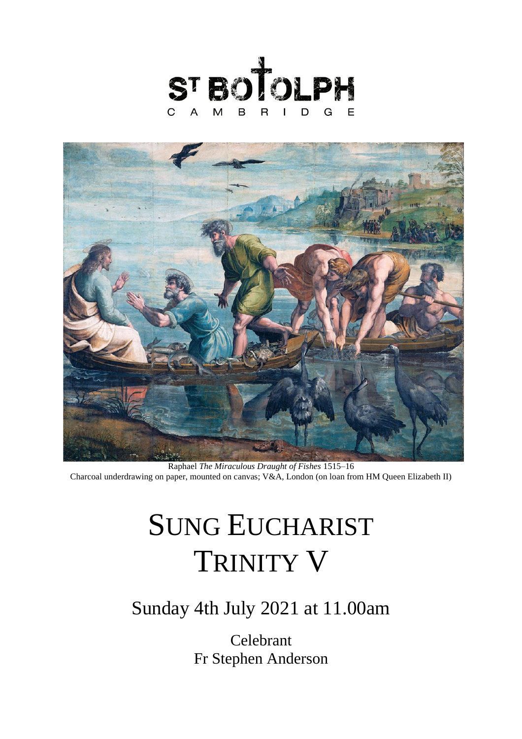ST BOTOLPH
CAMBRIDGE

Raphael *The Miraculous Draught of Fishes* 1515–16
Charcoal underdrawing on paper, mounted on canvas; V&A, London (on loan from HM Queen Elizabeth II)

# SUNG EUCHARIST
# TRINITY V

## Sunday 4th July 2021 at 11.00am

Celebrant
Fr Stephen Anderson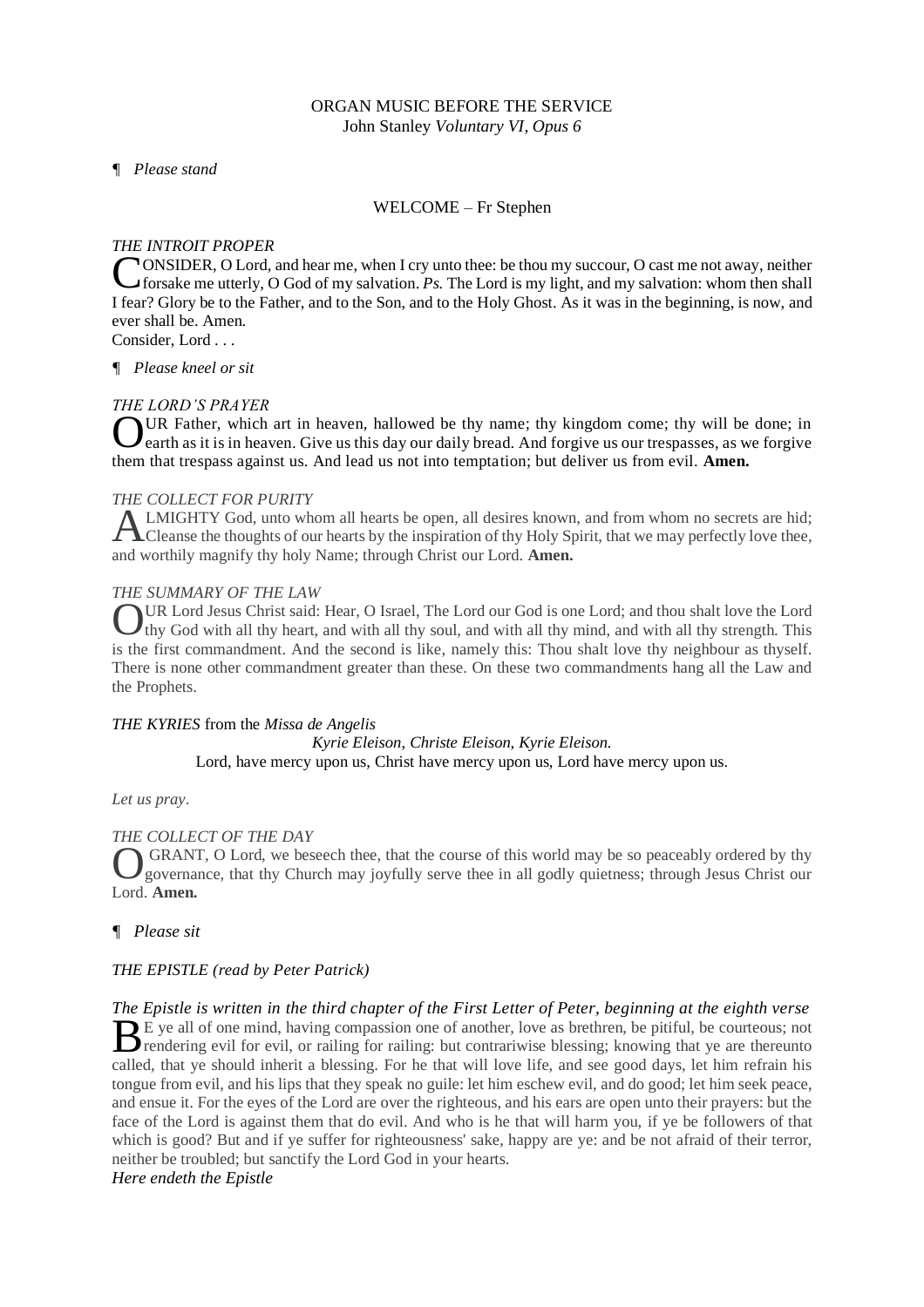ORGAN MUSIC BEFORE THE SERVICE
John Stanley *Voluntary VI, Opus 6*

¶ *Please stand*

WELCOME – Fr Stephen

*THE INTROIT PROPER*

CONSIDER, O Lord, and hear me, when I cry unto thee: be thou my succour, O cast me not away, neither forsake me utterly, O God of my salvation. *Ps.* The Lord is my light, and my salvation: whom then shall I fear? Glory be to the Father, and to the Son, and to the Holy Ghost. As it was in the beginning, is now, and ever shall be. Amen.
Consider, Lord . . .

¶ *Please kneel or sit*

*THE LORD'S PRAYER*

OUR Father, which art in heaven, hallowed be thy name; thy kingdom come; thy will be done; in earth as it is in heaven. Give us this day our daily bread. And forgive us our trespasses, as we forgive them that trespass against us. And lead us not into temptation; but deliver us from evil. **Amen.**

*THE COLLECT FOR PURITY*

ALMIGHTY God, unto whom all hearts be open, all desires known, and from whom no secrets are hid; Cleanse the thoughts of our hearts by the inspiration of thy Holy Spirit, that we may perfectly love thee, and worthily magnify thy holy Name; through Christ our Lord. **Amen.**

*THE SUMMARY OF THE LAW*

OUR Lord Jesus Christ said: Hear, O Israel, The Lord our God is one Lord; and thou shalt love the Lord thy God with all thy heart, and with all thy soul, and with all thy mind, and with all thy strength. This is the first commandment. And the second is like, namely this: Thou shalt love thy neighbour as thyself. There is none other commandment greater than these. On these two commandments hang all the Law and the Prophets.

*THE KYRIES* from the *Missa de Angelis*

*Kyrie Eleison, Christe Eleison, Kyrie Eleison.*
Lord, have mercy upon us, Christ have mercy upon us, Lord have mercy upon us.

*Let us pray*.

*THE COLLECT OF THE DAY*

O GRANT, O Lord, we beseech thee, that the course of this world may be so peaceably ordered by thy governance, that thy Church may joyfully serve thee in all godly quietness; through Jesus Christ our Lord. **Amen.**

¶ *Please sit*

*THE EPISTLE (read by Peter Patrick)*

*The Epistle is written in the third chapter of the First Letter of Peter, beginning at the eighth verse*

BE ye all of one mind, having compassion one of another, love as brethren, be pitiful, be courteous; not rendering evil for evil, or railing for railing: but contrariwise blessing; knowing that ye are thereunto called, that ye should inherit a blessing. For he that will love life, and see good days, let him refrain his tongue from evil, and his lips that they speak no guile: let him eschew evil, and do good; let him seek peace, and ensue it. For the eyes of the Lord are over the righteous, and his ears are open unto their prayers: but the face of the Lord is against them that do evil. And who is he that will harm you, if ye be followers of that which is good? But and if ye suffer for righteousness' sake, happy are ye: and be not afraid of their terror, neither be troubled; but sanctify the Lord God in your hearts.
*Here endeth the Epistle*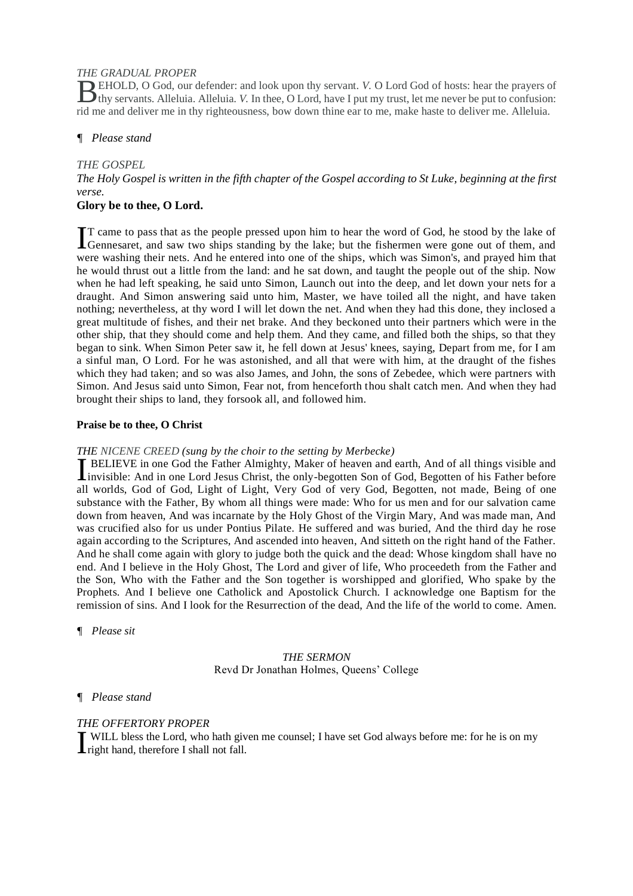*THE GRADUAL PROPER*

BEHOLD, O God, our defender: and look upon thy servant. *V.* O Lord God of hosts: hear the prayers of thy servants. Alleluia. Alleluia. *V.* In thee, O Lord, have I put my trust, let me never be put to confusion: rid me and deliver me in thy righteousness, bow down thine ear to me, make haste to deliver me. Alleluia.

¶ *Please stand*

*THE GOSPEL*

*The Holy Gospel is written in the fifth chapter of the Gospel according to St Luke, beginning at the first verse.*

**Glory be to thee, O Lord.**

IT came to pass that as the people pressed upon him to hear the word of God, he stood by the lake of Gennesaret, and saw two ships standing by the lake; but the fishermen were gone out of them, and were washing their nets. And he entered into one of the ships, which was Simon's, and prayed him that he would thrust out a little from the land: and he sat down, and taught the people out of the ship. Now when he had left speaking, he said unto Simon, Launch out into the deep, and let down your nets for a draught. And Simon answering said unto him, Master, we have toiled all the night, and have taken nothing; nevertheless, at thy word I will let down the net. And when they had this done, they inclosed a great multitude of fishes, and their net brake. And they beckoned unto their partners which were in the other ship, that they should come and help them. And they came, and filled both the ships, so that they began to sink. When Simon Peter saw it, he fell down at Jesus' knees, saying, Depart from me, for I am a sinful man, O Lord. For he was astonished, and all that were with him, at the draught of the fishes which they had taken; and so was also James, and John, the sons of Zebedee, which were partners with Simon. And Jesus said unto Simon, Fear not, from henceforth thou shalt catch men. And when they had brought their ships to land, they forsook all, and followed him.

**Praise be to thee, O Christ**

*THE NICENE CREED (sung by the choir to the setting by Merbecke)*

I BELIEVE in one God the Father Almighty, Maker of heaven and earth, And of all things visible and invisible: And in one Lord Jesus Christ, the only-begotten Son of God, Begotten of his Father before all worlds, God of God, Light of Light, Very God of very God, Begotten, not made, Being of one substance with the Father, By whom all things were made: Who for us men and for our salvation came down from heaven, And was incarnate by the Holy Ghost of the Virgin Mary, And was made man, And was crucified also for us under Pontius Pilate. He suffered and was buried, And the third day he rose again according to the Scriptures, And ascended into heaven, And sitteth on the right hand of the Father. And he shall come again with glory to judge both the quick and the dead: Whose kingdom shall have no end. And I believe in the Holy Ghost, The Lord and giver of life, Who proceedeth from the Father and the Son, Who with the Father and the Son together is worshipped and glorified, Who spake by the Prophets. And I believe one Catholick and Apostolick Church. I acknowledge one Baptism for the remission of sins. And I look for the Resurrection of the dead, And the life of the world to come. Amen.

¶ *Please sit*

*THE SERMON*

Revd Dr Jonathan Holmes, Queens' College

¶ *Please stand*

*THE OFFERTORY PROPER*

I WILL bless the Lord, who hath given me counsel; I have set God always before me: for he is on my right hand, therefore I shall not fall.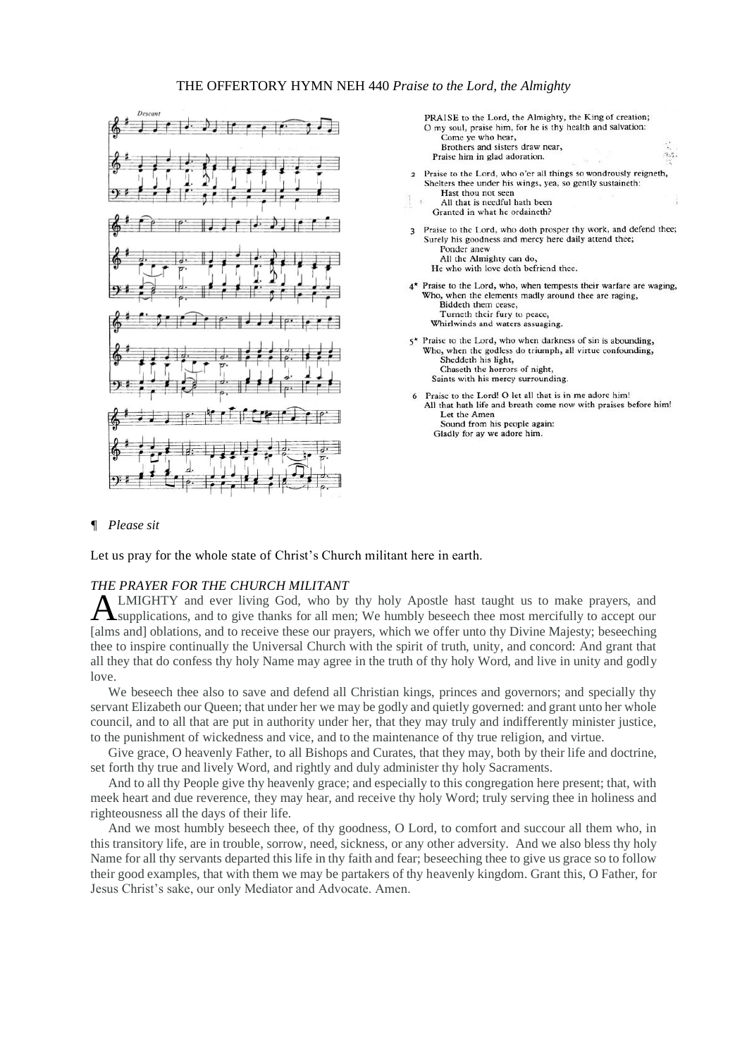THE OFFERTORY HYMN NEH 440 *Praise to the Lord, the Almighty*

PRAISE to the Lord, the Almighty, the King of creation;
O my soul, praise him, for he is thy health and salvation:
Come ye who hear,
Brothers and sisters draw near,
Praise him in glad adoration.

2 Praise to the Lord, who o'er all things so wondrously reigneth,
Shelters thee under his wings, yea, so gently sustaineth:
Hast thou not seen
All that is needful hath been
Granted in what he ordaineth?

3 Praise to the Lord, who doth prosper thy work, and defend thee;
Surely his goodness and mercy here daily attend thee;
Ponder anew
All the Almighty can do,
He who with love doth befriend thee.

4* Praise to the Lord, who, when tempests their warfare are waging,
Who, when the elements madly around thee are raging,
Biddeth them cease,
Turneth their fury to peace,
Whirlwinds and waters assuaging.

5* Praise to the Lord, who when darkness of sin is abounding,
Who, when the godless do triumph, all virtue confounding,
Sheddeth his light,
Chaseth the horrors of night,
Saints with his mercy surrounding.

6 Praise to the Lord! O let all that is in me adore him!
All that hath life and breath come now with praises before him!
Let the Amen
Sound from his people again:
Gladly for ay we adore him.

¶ *Please sit*

Let us pray for the whole state of Christ's Church militant here in earth.

*THE PRAYER FOR THE CHURCH MILITANT*

ALMIGHTY and ever living God, who by thy holy Apostle hast taught us to make prayers, and supplications, and to give thanks for all men; We humbly beseech thee most mercifully to accept our [alms and] oblations, and to receive these our prayers, which we offer unto thy Divine Majesty; beseeching thee to inspire continually the Universal Church with the spirit of truth, unity, and concord: And grant that all they that do confess thy holy Name may agree in the truth of thy holy Word, and live in unity and godly love.

We beseech thee also to save and defend all Christian kings, princes and governors; and specially thy servant Elizabeth our Queen; that under her we may be godly and quietly governed: and grant unto her whole council, and to all that are put in authority under her, that they may truly and indifferently minister justice, to the punishment of wickedness and vice, and to the maintenance of thy true religion, and virtue.

Give grace, O heavenly Father, to all Bishops and Curates, that they may, both by their life and doctrine, set forth thy true and lively Word, and rightly and duly administer thy holy Sacraments.

And to all thy People give thy heavenly grace; and especially to this congregation here present; that, with meek heart and due reverence, they may hear, and receive thy holy Word; truly serving thee in holiness and righteousness all the days of their life.

And we most humbly beseech thee, of thy goodness, O Lord, to comfort and succour all them who, in this transitory life, are in trouble, sorrow, need, sickness, or any other adversity. And we also bless thy holy Name for all thy servants departed this life in thy faith and fear; beseeching thee to give us grace so to follow their good examples, that with them we may be partakers of thy heavenly kingdom. Grant this, O Father, for Jesus Christ's sake, our only Mediator and Advocate. Amen.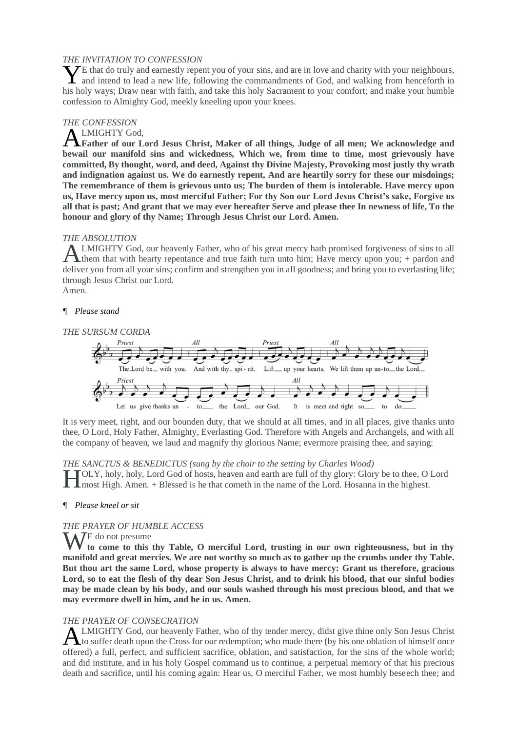*THE INVITATION TO CONFESSION*

YE that do truly and earnestly repent you of your sins, and are in love and charity with your neighbours, and intend to lead a new life, following the commandments of God, and walking from henceforth in his holy ways; Draw near with faith, and take this holy Sacrament to your comfort; and make your humble confession to Almighty God, meekly kneeling upon your knees.

*THE CONFESSION*

ALMIGHTY God,
**Father of our Lord Jesus Christ, Maker of all things, Judge of all men; We acknowledge and bewail our manifold sins and wickedness, Which we, from time to time, most grievously have committed, By thought, word, and deed, Against thy Divine Majesty, Provoking most justly thy wrath and indignation against us. We do earnestly repent, And are heartily sorry for these our misdoings; The remembrance of them is grievous unto us; The burden of them is intolerable. Have mercy upon us, Have mercy upon us, most merciful Father; For thy Son our Lord Jesus Christ's sake, Forgive us all that is past; And grant that we may ever hereafter Serve and please thee In newness of life, To the honour and glory of thy Name; Through Jesus Christ our Lord. Amen.**

*THE ABSOLUTION*

ALMIGHTY God, our heavenly Father, who of his great mercy hath promised forgiveness of sins to all them that with hearty repentance and true faith turn unto him; Have mercy upon you; + pardon and deliver you from all your sins; confirm and strengthen you in all goodness; and bring you to everlasting life; through Jesus Christ our Lord.
Amen.

¶ *Please stand*

*THE SURSUM CORDA*

*Priest* The Lord be with you. *All* And with thy spi-rit. *Priest* Lift up your hearts. *All* We lift them up un-to the Lord.

*Priest* Let us give thanks un - to the Lord our God. *All* It is meet and right so to do.

It is very meet, right, and our bounden duty, that we should at all times, and in all places, give thanks unto thee, O Lord, Holy Father, Almighty, Everlasting God. Therefore with Angels and Archangels, and with all the company of heaven, we laud and magnify thy glorious Name; evermore praising thee, and saying:

*THE SANCTUS & BENEDICTUS (sung by the choir to the setting by Charles Wood)*

HOLY, holy, holy, Lord God of hosts, heaven and earth are full of thy glory: Glory be to thee, O Lord most High. Amen. + Blessed is he that cometh in the name of the Lord. Hosanna in the highest.

¶ *Please kneel or sit*

*THE PRAYER OF HUMBLE ACCESS*

WE do not presume
**to come to this thy Table, O merciful Lord, trusting in our own righteousness, but in thy manifold and great mercies. We are not worthy so much as to gather up the crumbs under thy Table. But thou art the same Lord, whose property is always to have mercy: Grant us therefore, gracious Lord, so to eat the flesh of thy dear Son Jesus Christ, and to drink his blood, that our sinful bodies may be made clean by his body, and our souls washed through his most precious blood, and that we may evermore dwell in him, and he in us. Amen.**

*THE PRAYER OF CONSECRATION*

ALMIGHTY God, our heavenly Father, who of thy tender mercy, didst give thine only Son Jesus Christ to suffer death upon the Cross for our redemption; who made there (by his one oblation of himself once offered) a full, perfect, and sufficient sacrifice, oblation, and satisfaction, for the sins of the whole world; and did institute, and in his holy Gospel command us to continue, a perpetual memory of that his precious death and sacrifice, until his coming again: Hear us, O merciful Father, we most humbly beseech thee; and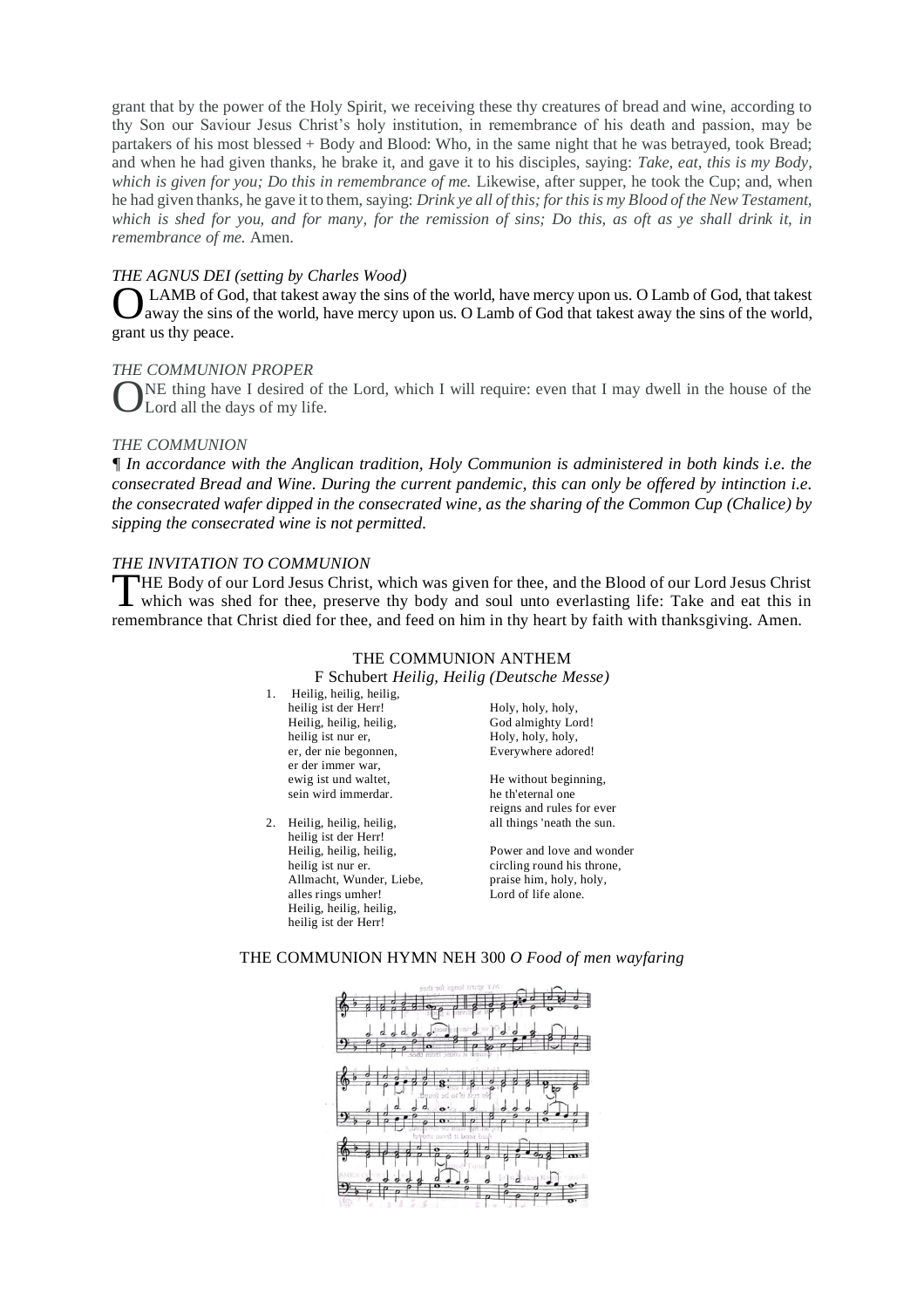grant that by the power of the Holy Spirit, we receiving these thy creatures of bread and wine, according to thy Son our Saviour Jesus Christ's holy institution, in remembrance of his death and passion, may be partakers of his most blessed + Body and Blood: Who, in the same night that he was betrayed, took Bread; and when he had given thanks, he brake it, and gave it to his disciples, saying: *Take, eat, this is my Body, which is given for you; Do this in remembrance of me.* Likewise, after supper, he took the Cup; and, when he had given thanks, he gave it to them, saying: *Drink ye all of this; for this is my Blood of the New Testament, which is shed for you, and for many, for the remission of sins; Do this, as oft as ye shall drink it, in remembrance of me.* Amen.

*THE AGNUS DEI (setting by Charles Wood)*

O LAMB of God, that takest away the sins of the world, have mercy upon us. O Lamb of God, that takest away the sins of the world, have mercy upon us. O Lamb of God that takest away the sins of the world, grant us thy peace.

*THE COMMUNION PROPER*

ONE thing have I desired of the Lord, which I will require: even that I may dwell in the house of the Lord all the days of my life.

*THE COMMUNION*

*¶ In accordance with the Anglican tradition, Holy Communion is administered in both kinds i.e. the consecrated Bread and Wine. During the current pandemic, this can only be offered by intinction i.e. the consecrated wafer dipped in the consecrated wine, as the sharing of the Common Cup (Chalice) by sipping the consecrated wine is not permitted.*

*THE INVITATION TO COMMUNION*

THE Body of our Lord Jesus Christ, which was given for thee, and the Blood of our Lord Jesus Christ which was shed for thee, preserve thy body and soul unto everlasting life: Take and eat this in remembrance that Christ died for thee, and feed on him in thy heart by faith with thanksgiving. Amen.

THE COMMUNION ANTHEM

F Schubert *Heilig, Heilig (Deutsche Messe)*

1. Heilig, heilig, heilig,
heilig ist der Herr!
Heilig, heilig, heilig,
heilig ist nur er,
er, der nie begonnen,
er der immer war,
ewig ist und waltet,
sein wird immerdar.

2. Heilig, heilig, heilig,
heilig ist der Herr!
Heilig, heilig, heilig,
heilig ist nur er.
Allmacht, Wunder, Liebe,
alles rings umher!
Heilig, heilig, heilig,
heilig ist der Herr!

Holy, holy, holy,
God almighty Lord!
Holy, holy, holy,
Everywhere adored!

He without beginning,
he th'eternal one
reigns and rules for ever
all things 'neath the sun.

Power and love and wonder
circling round his throne,
praise him, holy, holy,
Lord of life alone.

THE COMMUNION HYMN NEH 300 *O Food of men wayfaring*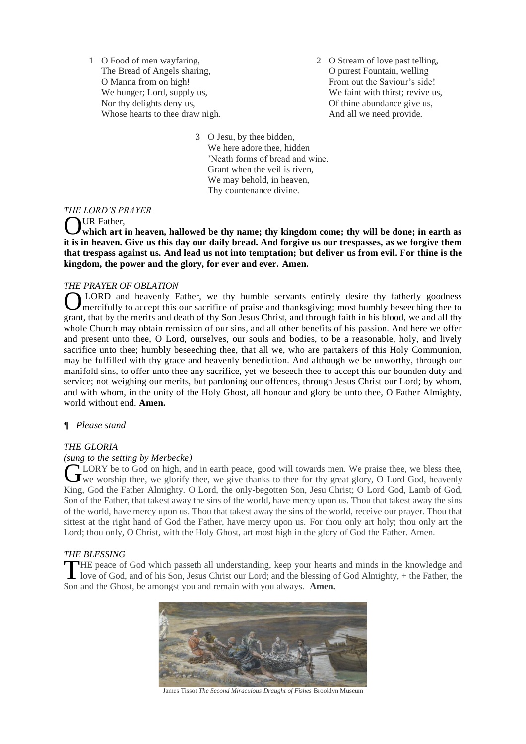1 O Food of men wayfaring,
The Bread of Angels sharing,
O Manna from on high!
We hunger; Lord, supply us,
Nor thy delights deny us,
Whose hearts to thee draw nigh.

2 O Stream of love past telling,
O purest Fountain, welling
From out the Saviour's side!
We faint with thirst; revive us,
Of thine abundance give us,
And all we need provide.

3 O Jesu, by thee bidden,
We here adore thee, hidden
'Neath forms of bread and wine.
Grant when the veil is riven,
We may behold, in heaven,
Thy countenance divine.

*THE LORD'S PRAYER*

OUR Father,
**which art in heaven, hallowed be thy name; thy kingdom come; thy will be done; in earth as it is in heaven. Give us this day our daily bread. And forgive us our trespasses, as we forgive them that trespass against us. And lead us not into temptation; but deliver us from evil. For thine is the kingdom, the power and the glory, for ever and ever. Amen.**

*THE PRAYER OF OBLATION*

O LORD and heavenly Father, we thy humble servants entirely desire thy fatherly goodness mercifully to accept this our sacrifice of praise and thanksgiving; most humbly beseeching thee to grant, that by the merits and death of thy Son Jesus Christ, and through faith in his blood, we and all thy whole Church may obtain remission of our sins, and all other benefits of his passion. And here we offer and present unto thee, O Lord, ourselves, our souls and bodies, to be a reasonable, holy, and lively sacrifice unto thee; humbly beseeching thee, that all we, who are partakers of this Holy Communion, may be fulfilled with thy grace and heavenly benediction. And although we be unworthy, through our manifold sins, to offer unto thee any sacrifice, yet we beseech thee to accept this our bounden duty and service; not weighing our merits, but pardoning our offences, through Jesus Christ our Lord; by whom, and with whom, in the unity of the Holy Ghost, all honour and glory be unto thee, O Father Almighty, world without end. **Amen.**

¶ *Please stand*

*THE GLORIA*
*(sung to the setting by Merbecke)*

GLORY be to God on high, and in earth peace, good will towards men. We praise thee, we bless thee, we worship thee, we glorify thee, we give thanks to thee for thy great glory, O Lord God, heavenly King, God the Father Almighty. O Lord, the only-begotten Son, Jesu Christ; O Lord God, Lamb of God, Son of the Father, that takest away the sins of the world, have mercy upon us. Thou that takest away the sins of the world, have mercy upon us. Thou that takest away the sins of the world, receive our prayer. Thou that sittest at the right hand of God the Father, have mercy upon us. For thou only art holy; thou only art the Lord; thou only, O Christ, with the Holy Ghost, art most high in the glory of God the Father. Amen.

*THE BLESSING*

THE peace of God which passeth all understanding, keep your hearts and minds in the knowledge and love of God, and of his Son, Jesus Christ our Lord; and the blessing of God Almighty, + the Father, the Son and the Ghost, be amongst you and remain with you always. **Amen.**

James Tissot *The Second Miraculous Draught of Fishes* Brooklyn Museum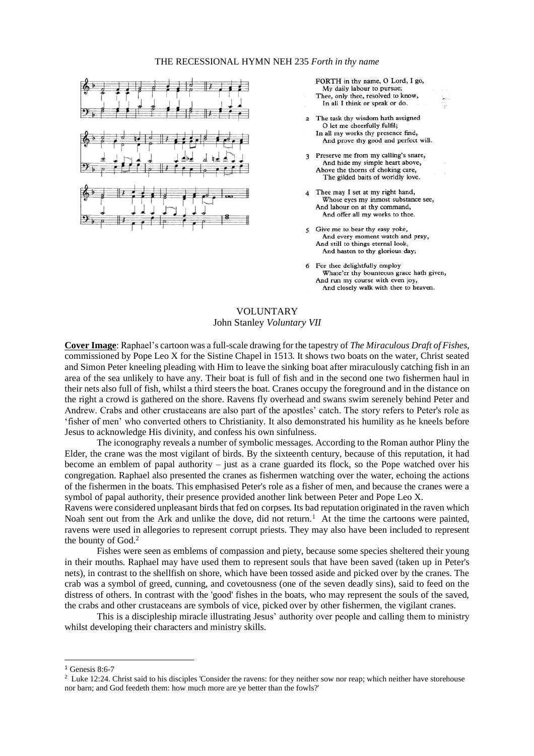THE RECESSIONAL HYMN NEH 235 *Forth in thy name*

FORTH in thy name, O Lord, I go,
My daily labour to pursue;
Thee, only thee, resolved to know,
In all I think or speak or do.

2 The task thy wisdom hath assigned
O let me cheerfully fulfil;
In all my works thy presence find,
And prove thy good and perfect will.

3 Preserve me from my calling's snare,
And hide my simple heart above,
Above the thorns of choking care,
The gilded baits of worldly love.

4 Thee may I set at my right hand,
Whose eyes my inmost substance see,
And labour on at thy command,
And offer all my works to thee.

5 Give me to bear thy easy yoke,
And every moment watch and pray,
And still to things eternal look,
And hasten to thy glorious day;

6 For thee delightfully employ
Whate'er thy bounteous grace hath given,
And run my course with even joy,
And closely walk with thee to heaven.

VOLUNTARY
John Stanley *Voluntary VII*

**Cover Image**: Raphael's cartoon was a full-scale drawing for the tapestry of *The Miraculous Draft of Fishes,* commissioned by Pope Leo X for the Sistine Chapel in 1513. It shows two boats on the water, Christ seated and Simon Peter kneeling pleading with Him to leave the sinking boat after miraculously catching fish in an area of the sea unlikely to have any. Their boat is full of fish and in the second one two fishermen haul in their nets also full of fish, whilst a third steers the boat. Cranes occupy the foreground and in the distance on the right a crowd is gathered on the shore. Ravens fly overhead and swans swim serenely behind Peter and Andrew. Crabs and other crustaceans are also part of the apostles' catch. The story refers to Peter's role as 'fisher of men' who converted others to Christianity. It also demonstrated his humility as he kneels before Jesus to acknowledge His divinity, and confess his own sinfulness.

The iconography reveals a number of symbolic messages. According to the Roman author Pliny the Elder, the crane was the most vigilant of birds. By the sixteenth century, because of this reputation, it had become an emblem of papal authority – just as a crane guarded its flock, so the Pope watched over his congregation. Raphael also presented the cranes as fishermen watching over the water, echoing the actions of the fishermen in the boats. This emphasised Peter's role as a fisher of men, and because the cranes were a symbol of papal authority, their presence provided another link between Peter and Pope Leo X.

Ravens were considered unpleasant birds that fed on corpses. Its bad reputation originated in the raven which Noah sent out from the Ark and unlike the dove, did not return.[1] At the time the cartoons were painted, ravens were used in allegories to represent corrupt priests. They may also have been included to represent the bounty of God.[2]

Fishes were seen as emblems of compassion and piety, because some species sheltered their young in their mouths. Raphael may have used them to represent souls that have been saved (taken up in Peter's nets), in contrast to the shellfish on shore, which have been tossed aside and picked over by the cranes. The crab was a symbol of greed, cunning, and covetousness (one of the seven deadly sins), said to feed on the distress of others. In contrast with the 'good' fishes in the boats, who may represent the souls of the saved, the crabs and other crustaceans are symbols of vice, picked over by other fishermen, the vigilant cranes.

This is a discipleship miracle illustrating Jesus' authority over people and calling them to ministry whilst developing their characters and ministry skills.

---

[1] Genesis 8:6-7

[2] Luke 12:24. Christ said to his disciples 'Consider the ravens: for they neither sow nor reap; which neither have storehouse nor barn; and God feedeth them: how much more are ye better than the fowls?'